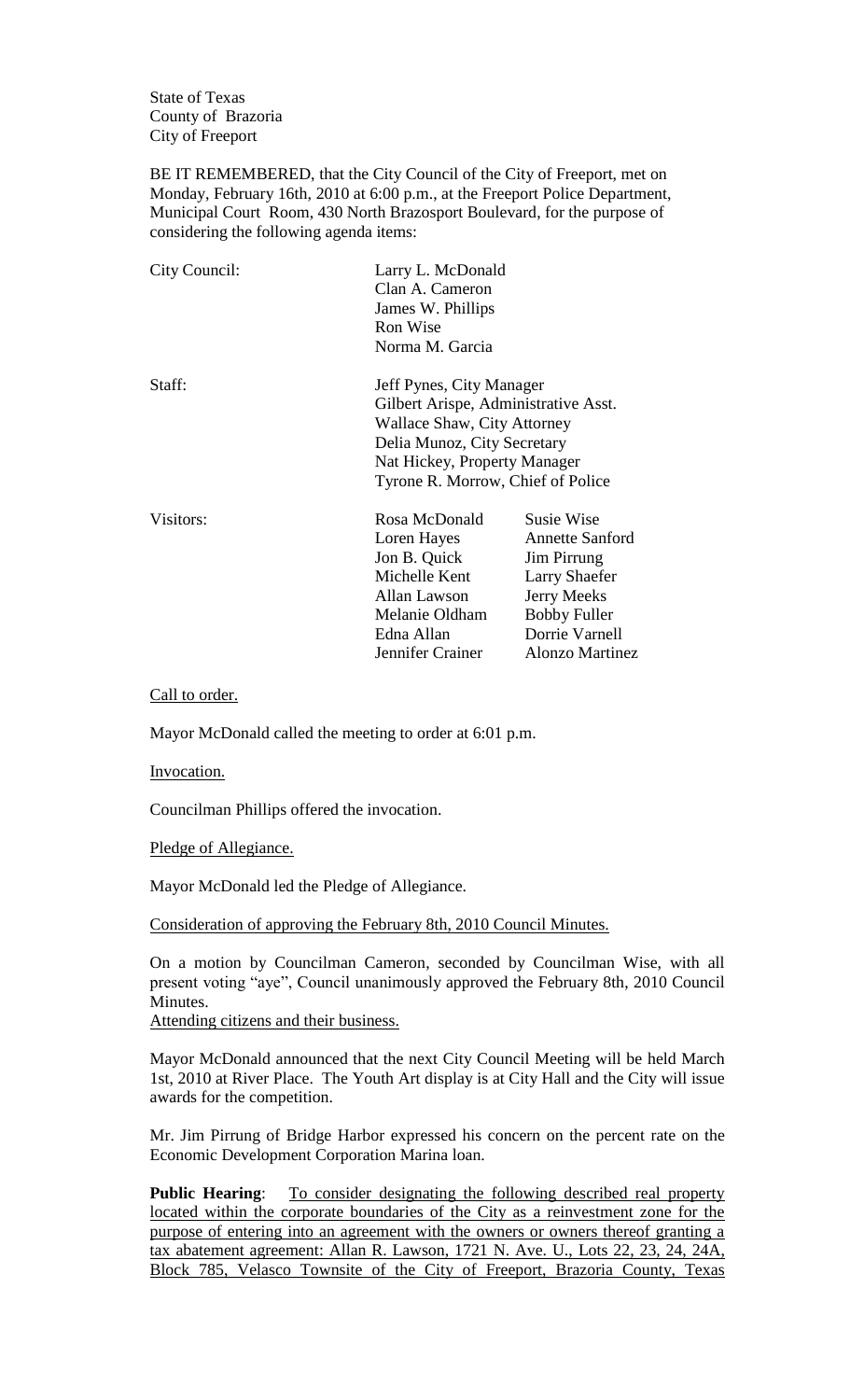State of Texas
County of Brazoria
City of Freeport

BE IT REMEMBERED, that the City Council of the City of Freeport, met on Monday, February 16th, 2010 at 6:00 p.m., at the Freeport Police Department, Municipal Court Room, 430 North Brazosport Boulevard, for the purpose of considering the following agenda items:

| | | |
|---|---|---|
| City Council: | Larry L. McDonald | |
| | Clan A. Cameron | |
| | James W. Phillips | |
| | Ron Wise | |
| | Norma M. Garcia | |
| Staff: | Jeff Pynes, City Manager | |
| | Gilbert Arispe, Administrative Asst. | |
| | Wallace Shaw, City Attorney | |
| | Delia Munoz, City Secretary | |
| | Nat Hickey, Property Manager | |
| | Tyrone R. Morrow, Chief of Police | |
| Visitors: | Rosa McDonald | Susie Wise |
| | Loren Hayes | Annette Sanford |
| | Jon B. Quick | Jim Pirrung |
| | Michelle Kent | Larry Shaefer |
| | Allan Lawson | Jerry Meeks |
| | Melanie Oldham | Bobby Fuller |
| | Edna Allan | Dorrie Varnell |
| | Jennifer Crainer | Alonzo Martinez |

Call to order.

Mayor McDonald called the meeting to order at 6:01 p.m.

Invocation.

Councilman Phillips offered the invocation.

Pledge of Allegiance.

Mayor McDonald led the Pledge of Allegiance.

Consideration of approving the February 8th, 2010 Council Minutes.

On a motion by Councilman Cameron, seconded by Councilman Wise, with all present voting "aye", Council unanimously approved the February 8th, 2010 Council Minutes.

Attending citizens and their business.

Mayor McDonald announced that the next City Council Meeting will be held March 1st, 2010 at River Place. The Youth Art display is at City Hall and the City will issue awards for the competition.

Mr. Jim Pirrung of Bridge Harbor expressed his concern on the percent rate on the Economic Development Corporation Marina loan.

**Public Hearing**: To consider designating the following described real property located within the corporate boundaries of the City as a reinvestment zone for the purpose of entering into an agreement with the owners or owners thereof granting a tax abatement agreement: Allan R. Lawson, 1721 N. Ave. U., Lots 22, 23, 24, 24A, Block 785, Velasco Townsite of the City of Freeport, Brazoria County, Texas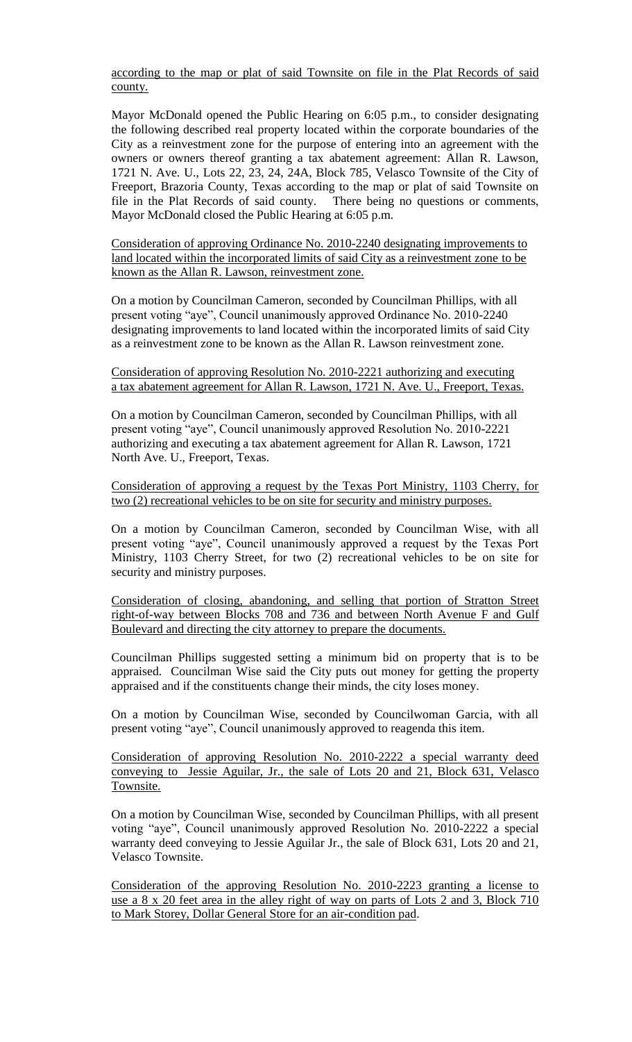according to the map or plat of said Townsite on file in the Plat Records of said county.

Mayor McDonald opened the Public Hearing on 6:05 p.m., to consider designating the following described real property located within the corporate boundaries of the City as a reinvestment zone for the purpose of entering into an agreement with the owners or owners thereof granting a tax abatement agreement: Allan R. Lawson, 1721 N. Ave. U., Lots 22, 23, 24, 24A, Block 785, Velasco Townsite of the City of Freeport, Brazoria County, Texas according to the map or plat of said Townsite on file in the Plat Records of said county. There being no questions or comments, Mayor McDonald closed the Public Hearing at 6:05 p.m.

Consideration of approving Ordinance No. 2010-2240 designating improvements to land located within the incorporated limits of said City as a reinvestment zone to be known as the Allan R. Lawson, reinvestment zone.

On a motion by Councilman Cameron, seconded by Councilman Phillips, with all present voting "aye", Council unanimously approved Ordinance No. 2010-2240 designating improvements to land located within the incorporated limits of said City as a reinvestment zone to be known as the Allan R. Lawson reinvestment zone.

Consideration of approving Resolution No. 2010-2221 authorizing and executing a tax abatement agreement for Allan R. Lawson, 1721 N. Ave. U., Freeport, Texas.

On a motion by Councilman Cameron, seconded by Councilman Phillips, with all present voting "aye", Council unanimously approved Resolution No. 2010-2221 authorizing and executing a tax abatement agreement for Allan R. Lawson, 1721 North Ave. U., Freeport, Texas.

Consideration of approving a request by the Texas Port Ministry, 1103 Cherry, for two (2) recreational vehicles to be on site for security and ministry purposes.

On a motion by Councilman Cameron, seconded by Councilman Wise, with all present voting "aye", Council unanimously approved a request by the Texas Port Ministry, 1103 Cherry Street, for two (2) recreational vehicles to be on site for security and ministry purposes.

Consideration of closing, abandoning, and selling that portion of Stratton Street right-of-way between Blocks 708 and 736 and between North Avenue F and Gulf Boulevard and directing the city attorney to prepare the documents.

Councilman Phillips suggested setting a minimum bid on property that is to be appraised. Councilman Wise said the City puts out money for getting the property appraised and if the constituents change their minds, the city loses money.

On a motion by Councilman Wise, seconded by Councilwoman Garcia, with all present voting "aye", Council unanimously approved to reagenda this item.

Consideration of approving Resolution No. 2010-2222 a special warranty deed conveying to Jessie Aguilar, Jr., the sale of Lots 20 and 21, Block 631, Velasco Townsite.

On a motion by Councilman Wise, seconded by Councilman Phillips, with all present voting "aye", Council unanimously approved Resolution No. 2010-2222 a special warranty deed conveying to Jessie Aguilar Jr., the sale of Block 631, Lots 20 and 21, Velasco Townsite.

Consideration of the approving Resolution No. 2010-2223 granting a license to use a 8 x 20 feet area in the alley right of way on parts of Lots 2 and 3, Block 710 to Mark Storey, Dollar General Store for an air-condition pad.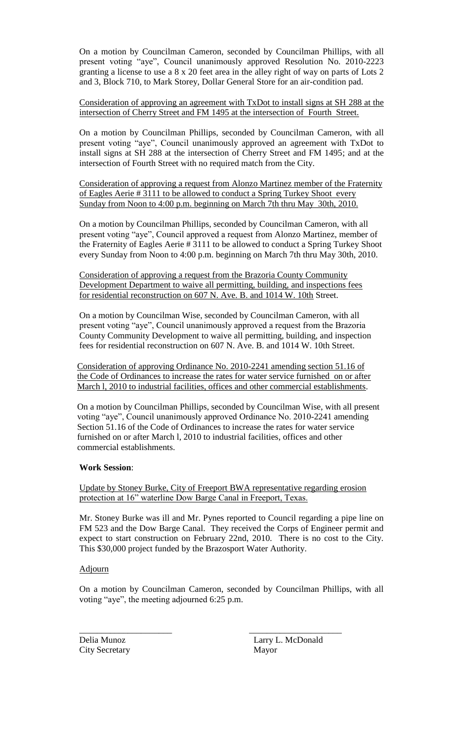On a motion by Councilman Cameron, seconded by Councilman Phillips, with all present voting "aye", Council unanimously approved Resolution No. 2010-2223 granting a license to use a 8 x 20 feet area in the alley right of way on parts of Lots 2 and 3, Block 710, to Mark Storey, Dollar General Store for an air-condition pad.

Consideration of approving an agreement with TxDot to install signs at SH 288 at the intersection of Cherry Street and FM 1495 at the intersection of Fourth Street.

On a motion by Councilman Phillips, seconded by Councilman Cameron, with all present voting "aye", Council unanimously approved an agreement with TxDot to install signs at SH 288 at the intersection of Cherry Street and FM 1495; and at the intersection of Fourth Street with no required match from the City.

Consideration of approving a request from Alonzo Martinez member of the Fraternity of Eagles Aerie # 3111 to be allowed to conduct a Spring Turkey Shoot every Sunday from Noon to 4:00 p.m. beginning on March 7th thru May 30th, 2010.

On a motion by Councilman Phillips, seconded by Councilman Cameron, with all present voting "aye", Council approved a request from Alonzo Martinez, member of the Fraternity of Eagles Aerie # 3111 to be allowed to conduct a Spring Turkey Shoot every Sunday from Noon to 4:00 p.m. beginning on March 7th thru May 30th, 2010.

Consideration of approving a request from the Brazoria County Community Development Department to waive all permitting, building, and inspections fees for residential reconstruction on 607 N. Ave. B. and 1014 W. 10th Street.

On a motion by Councilman Wise, seconded by Councilman Cameron, with all present voting "aye", Council unanimously approved a request from the Brazoria County Community Development to waive all permitting, building, and inspection fees for residential reconstruction on 607 N. Ave. B. and 1014 W. 10th Street.

Consideration of approving Ordinance No. 2010-2241 amending section 51.16 of the Code of Ordinances to increase the rates for water service furnished on or after March l, 2010 to industrial facilities, offices and other commercial establishments.

On a motion by Councilman Phillips, seconded by Councilman Wise, with all present voting "aye", Council unanimously approved Ordinance No. 2010-2241 amending Section 51.16 of the Code of Ordinances to increase the rates for water service furnished on or after March l, 2010 to industrial facilities, offices and other commercial establishments.

**Work Session**:

Update by Stoney Burke, City of Freeport BWA representative regarding erosion protection at 16" waterline Dow Barge Canal in Freeport, Texas.

Mr. Stoney Burke was ill and Mr. Pynes reported to Council regarding a pipe line on FM 523 and the Dow Barge Canal. They received the Corps of Engineer permit and expect to start construction on February 22nd, 2010. There is no cost to the City. This $30,000 project funded by the Brazosport Water Authority.

Adjourn

On a motion by Councilman Cameron, seconded by Councilman Phillips, with all voting "aye", the meeting adjourned 6:25 p.m.

_____________________ _____________________

Delia Munoz
City Secretary

Larry L. McDonald
Mayor